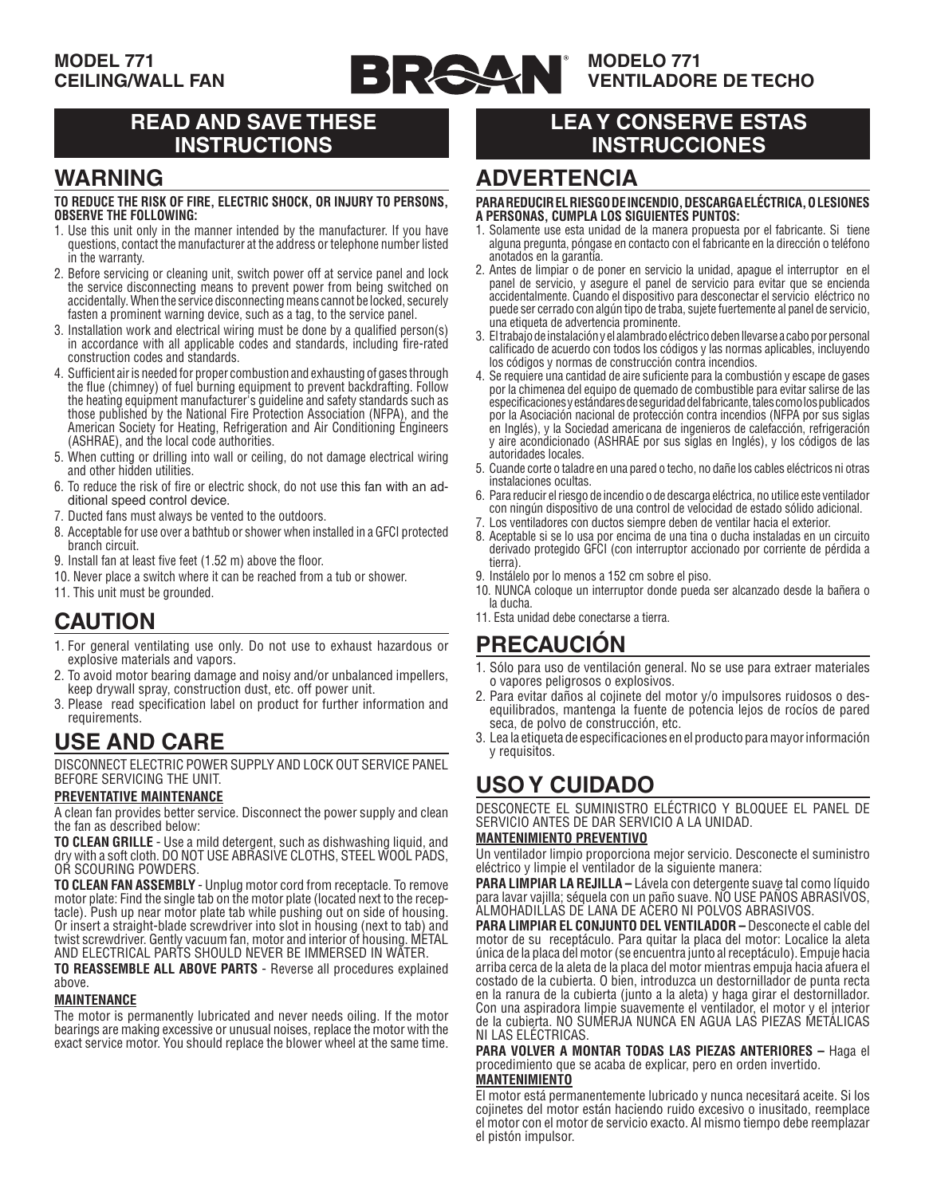**MODEL 771**
**CEILING/WALL FAN**

BROAN®

**MODELO 771**
**VENTILADORE DE TECHO**

## READ AND SAVE THESE INSTRUCTIONS

## WARNING

**TO REDUCE THE RISK OF FIRE, ELECTRIC SHOCK, OR INJURY TO PERSONS, OBSERVE THE FOLLOWING:**

1. Use this unit only in the manner intended by the manufacturer. If you have questions, contact the manufacturer at the address or telephone number listed in the warranty.
2. Before servicing or cleaning unit, switch power off at service panel and lock the service disconnecting means to prevent power from being switched on accidentally. When the service disconnecting means cannot be locked, securely fasten a prominent warning device, such as a tag, to the service panel.
3. Installation work and electrical wiring must be done by a qualified person(s) in accordance with all applicable codes and standards, including fire-rated construction codes and standards.
4. Sufficient air is needed for proper combustion and exhausting of gases through the flue (chimney) of fuel burning equipment to prevent backdrafting. Follow the heating equipment manufacturer's guideline and safety standards such as those published by the National Fire Protection Association (NFPA), and the American Society for Heating, Refrigeration and Air Conditioning Engineers (ASHRAE), and the local code authorities.
5. When cutting or drilling into wall or ceiling, do not damage electrical wiring and other hidden utilities.
6. To reduce the risk of fire or electric shock, do not use this fan with an additional speed control device.
7. Ducted fans must always be vented to the outdoors.
8. Acceptable for use over a bathtub or shower when installed in a GFCI protected branch circuit.
9. Install fan at least five feet (1.52 m) above the floor.
10. Never place a switch where it can be reached from a tub or shower.
11. This unit must be grounded.

## CAUTION

1. For general ventilating use only. Do not use to exhaust hazardous or explosive materials and vapors.
2. To avoid motor bearing damage and noisy and/or unbalanced impellers, keep drywall spray, construction dust, etc. off power unit.
3. Please read specification label on product for further information and requirements.

## USE AND CARE

DISCONNECT ELECTRIC POWER SUPPLY AND LOCK OUT SERVICE PANEL BEFORE SERVICING THE UNIT.

**PREVENTATIVE MAINTENANCE**

A clean fan provides better service. Disconnect the power supply and clean the fan as described below:

**TO CLEAN GRILLE** - Use a mild detergent, such as dishwashing liquid, and dry with a soft cloth. DO NOT USE ABRASIVE CLOTHS, STEEL WOOL PADS, OR SCOURING POWDERS.

**TO CLEAN FAN ASSEMBLY** - Unplug motor cord from receptacle. To remove motor plate: Find the single tab on the motor plate (located next to the receptacle). Push up near motor plate tab while pushing out on side of housing. Or insert a straight-blade screwdriver into slot in housing (next to tab) and twist screwdriver. Gently vacuum fan, motor and interior of housing. METAL AND ELECTRICAL PARTS SHOULD NEVER BE IMMERSED IN WATER.

**TO REASSEMBLE ALL ABOVE PARTS** - Reverse all procedures explained above.

**MAINTENANCE**

The motor is permanently lubricated and never needs oiling. If the motor bearings are making excessive or unusual noises, replace the motor with the exact service motor. You should replace the blower wheel at the same time.

## LEA Y CONSERVE ESTAS INSTRUCCIONES

## ADVERTENCIA

**PARA REDUCIR EL RIESGO DE INCENDIO, DESCARGA ELÉCTRICA, O LESIONES A PERSONAS, CUMPLA LOS SIGUIENTES PUNTOS:**

1. Solamente use esta unidad de la manera propuesta por el fabricante. Si tiene alguna pregunta, póngase en contacto con el fabricante en la dirección o teléfono anotados en la garantía.
2. Antes de limpiar o de poner en servicio la unidad, apague el interruptor en el panel de servicio, y asegure el panel de servicio para evitar que se encienda accidentalmente. Cuando el dispositivo para desconectar el servicio eléctrico no puede ser cerrado con algún tipo de traba, sujete fuertemente al panel de servicio, una etiqueta de advertencia prominente.
3. El trabajo de instalación y el alambrado eléctrico deben llevarse a cabo por personal calificado de acuerdo con todos los códigos y las normas aplicables, incluyendo los códigos y normas de construcción contra incendios.
4. Se requiere una cantidad de aire suficiente para la combustión y escape de gases por la chimenea del equipo de quemado de combustible para evitar salirse de las especificaciones y estándares de seguridad del fabricante, tales como los publicados por la Asociación nacional de protección contra incendios (NFPA por sus siglas en Inglés), y la Sociedad americana de ingenieros de calefacción, refrigeración y aire acondicionado (ASHRAE por sus siglas en Inglés), y los códigos de las autoridades locales.
5. Cuande corte o taladre en una pared o techo, no dañe los cables eléctricos ni otras instalaciones ocultas.
6. Para reducir el riesgo de incendio o de descarga eléctrica, no utilice este ventilador con ningún dispositivo de una control de velocidad de estado sólido adicional.
7. Los ventiladores con ductos siempre deben de ventilar hacia el exterior.
8. Aceptable si se lo usa por encima de una tina o ducha instaladas en un circuito derivado protegido GFCI (con interruptor accionado por corriente de pérdida a tierra).
9. Instálelo por lo menos a 152 cm sobre el piso.
10. NUNCA coloque un interruptor donde pueda ser alcanzado desde la bañera o la ducha.
11. Esta unidad debe conectarse a tierra.

## PRECAUCIÓN

1. Sólo para uso de ventilación general. No se use para extraer materiales o vapores peligrosos o explosivos.
2. Para evitar daños al cojinete del motor y/o impulsores ruidosos o desequilibrados, mantenga la fuente de potencia lejos de rocíos de pared seca, de polvo de construcción, etc.
3. Lea la etiqueta de especificaciones en el producto para mayor información y requisitos.

## USO Y CUIDADO

DESCONECTE EL SUMINISTRO ELÉCTRICO Y BLOQUEE EL PANEL DE SERVICIO ANTES DE DAR SERVICIO A LA UNIDAD.

**MANTENIMIENTO PREVENTIVO**

Un ventilador limpio proporciona mejor servicio. Desconecte el suministro eléctrico y limpie el ventilador de la siguiente manera:

**PARA LIMPIAR LA REJILLA –** Lávela con detergente suave tal como líquido para lavar vajilla; séquela con un paño suave. NO USE PAÑOS ABRASIVOS, ALMOHADILLAS DE LANA DE ACERO NI POLVOS ABRASIVOS.

**PARA LIMPIAR EL CONJUNTO DEL VENTILADOR –** Desconecte el cable del motor de su receptáculo. Para quitar la placa del motor: Localice la aleta única de la placa del motor (se encuentra junto al receptáculo). Empuje hacia arriba cerca de la aleta de la placa del motor mientras empuja hacia afuera el costado de la cubierta. O bien, introduzca un destornillador de punta recta en la ranura de la cubierta (junto a la aleta) y haga girar el destornillador. Con una aspiradora limpie suavemente el ventilador, el motor y el interior de la cubierta. NO SUMERJA NUNCA EN AGUA LAS PIEZAS METÁLICAS NI LAS ELÉCTRICAS.

**PARA VOLVER A MONTAR TODAS LAS PIEZAS ANTERIORES –** Haga el procedimiento que se acaba de explicar, pero en orden invertido.

**MANTENIMIENTO**

El motor está permanentemente lubricado y nunca necesitará aceite. Si los cojinetes del motor están haciendo ruido excesivo o inusitado, reemplace el motor con el motor de servicio exacto. Al mismo tiempo debe reemplazar el pistón impulsor.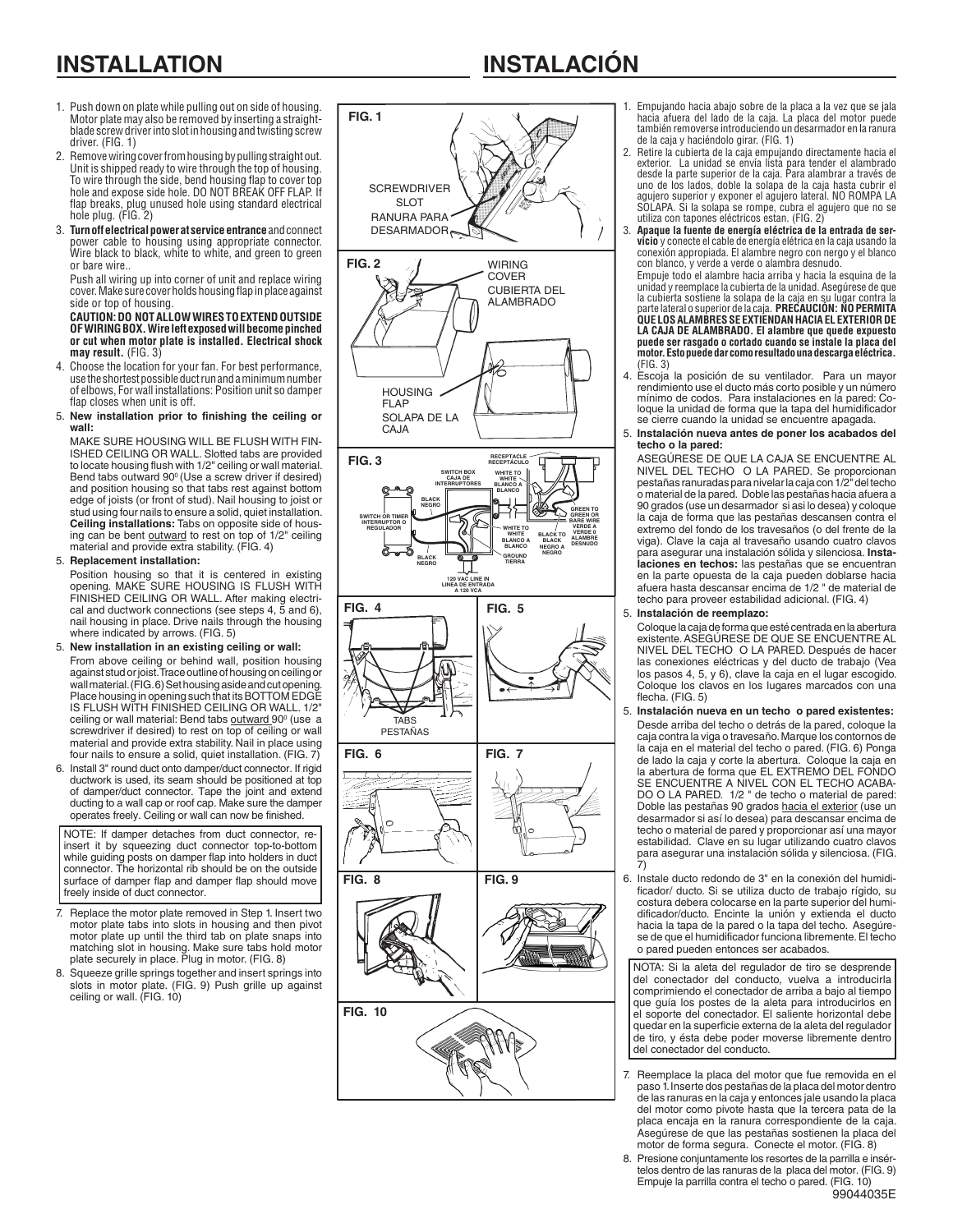# INSTALLATION

1. Push down on plate while pulling out on side of housing. Motor plate may also be removed by inserting a straight-blade screw driver into slot in housing and twisting screw driver. (FIG. 1)
2. Remove wiring cover from housing by pulling straight out. Unit is shipped ready to wire through the top of housing. To wire through the side, bend housing flap to cover top hole and expose side hole. DO NOT BREAK OFF FLAP. If flap breaks, plug unused hole using standard electrical hole plug. (FIG. 2)
3. **Turn off electrical power at service entrance** and connect power cable to housing using appropriate connector. Wire black to black, white to white, and green to green or bare wire..

   Push all wiring up into corner of unit and replace wiring cover. Make sure cover holds housing flap in place against side or top of housing.

   **CAUTION: DO NOT ALLOW WIRES TO EXTEND OUTSIDE OF WIRING BOX. Wire left exposed will become pinched or cut when motor plate is installed. Electrical shock may result.** (FIG. 3)
4. Choose the location for your fan. For best performance, use the shortest possible duct run and a minimum number of elbows, For wall installations: Position unit so damper flap closes when unit is off.
5. **New installation prior to finishing the ceiling or wall:**

   MAKE SURE HOUSING WILL BE FLUSH WITH FINISHED CEILING OR WALL. Slotted tabs are provided to locate housing flush with 1/2" ceiling or wall material. Bend tabs outward 90° (Use a screw driver if desired) and position housing so that tabs rest against bottom edge of joists (or front of stud). Nail housing to joist or stud using four nails to ensure a solid, quiet installation. **Ceiling installations:** Tabs on opposite side of housing can be bent outward to rest on top of 1/2" ceiling material and provide extra stability. (FIG. 4)
5. **Replacement installation:**

   Position housing so that it is centered in existing opening. MAKE SURE HOUSING IS FLUSH WITH FINISHED CEILING OR WALL. After making electrical and ductwork connections (see steps 4, 5 and 6), nail housing in place. Drive nails through the housing where indicated by arrows. (FIG. 5)
5. **New installation in an existing ceiling or wall:**

   From above ceiling or behind wall, position housing against stud or joist. Trace outline of housing on ceiling or wall material. (FIG. 6) Set housing aside and cut opening. Place housing in opening such that its BOTTOM EDGE IS FLUSH WITH FINISHED CEILING OR WALL. 1/2" ceiling or wall material: Bend tabs outward 90° (use a screwdriver if desired) to rest on top of ceiling or wall material and provide extra stability. Nail in place using four nails to ensure a solid, quiet installation. (FIG. 7)
6. Install 3" round duct onto damper/duct connector. If rigid ductwork is used, its seam should be positioned at top of damper/duct connector. Tape the joint and extend ducting to a wall cap or roof cap. Make sure the damper operates freely. Ceiling or wall can now be finished.

> NOTE: If damper detaches from duct connector, reinsert it by squeezing duct connector top-to-bottom while guiding posts on damper flap into holders in duct connector. The horizontal rib should be on the outside surface of damper flap and damper flap should move freely inside of duct connector.

7. Replace the motor plate removed in Step 1. Insert two motor plate tabs into slots in housing and then pivot motor plate up until the third tab on plate snaps into matching slot in housing. Make sure tabs hold motor plate securely in place. Plug in motor. (FIG. 8)
8. Squeeze grille springs together and insert springs into slots in motor plate. (FIG. 9) Push grille up against ceiling or wall. (FIG. 10)

FIG. 1

SCREWDRIVER SLOT
RANURA PARA DESARMADOR

FIG. 2

WIRING COVER
CUBIERTA DEL ALAMBRADO

HOUSING FLAP
SOLAPA DE LA CAJA

FIG. 3

SWITCH BOX
CAJA DE INTERRUPTORES

RECEPTACLE
RECEPTÁCULO

WHITE TO WHITE
BLANCO A BLANCO

BLACK
NEGRO

SWITCH OR TIMER
INTERRUPTOR O REGULADOR

GREEN TO GREEN OR BARE WIRE
VERDE A VERDE O ALAMBRE DESNUDO

WHITE TO WHITE
BLANCO A BLANCO

BLACK TO BLACK
NEGRO A NEGRO

BLACK
NEGRO

GROUND
TIERRA

120 VAC LINE IN
LINEA DE ENTRADA A 120 VCA

FIG. 4

TABS
PESTAÑAS

FIG. 5

FIG. 6

FIG. 7

FIG. 8

FIG. 9

FIG. 10

# INSTALACIÓN

1. Empujando hacia abajo sobre de la placa a la vez que se jala hacia afuera del lado de la caja. La placa del motor puede también removerse introduciendo un desarmador en la ranura de la caja y haciéndolo girar. (FIG. 1)
2. Retire la cubierta de la caja empujando directamente hacia el exterior. La unidad se envía lista para tender el alambrado desde la parte superior de la caja. Para alambrar a través de uno de los lados, doble la solapa de la caja hasta cubrir el agujero superior y exponer el agujero lateral. NO ROMPA LA SOLAPA. Si la solapa se rompe, cubra el agujero que no se utiliza con tapones eléctricos estan. (FIG. 2)
3. **Apaque la fuente de energía eléctrica de la entrada de servicio** y conecte el cable de energía elétrica en la caja usando la conexión appropiada. El alambre negro con nergo y el blanco con blanco, y verde a verde o alambra desnudo.

   Empuje todo el alambre hacia arriba y hacia la esquina de la unidad y reemplace la cubierta de la unidad. Asegúrese de que la cubierta sostiene la solapa de la caja en su lugar contra la parte lateral o superior de la caja. **PRECAUCIÓN: NO PERMITA QUE LOS ALAMBRES SE EXTIENDAN HACIA EL EXTERIOR DE LA CAJA DE ALAMBRADO. El alambre que expuesto puede ser rasgado o cortado cuando se instale la placa del motor. Esto puede dar como resultado una descarga eléctrica.** (FIG. 3)
4. Escoja la posición de su ventilador. Para un mayor rendimiento use el ducto más corto posible y un número mínimo de codos. Para instalaciones en la pared: Coloque la unidad de forma que la tapa del humidificador se cierre cuando la unidad se encuentre apagada.
5. **Instalación nueva antes de poner los acabados del techo o la pared:**

   ASEGÚRESE DE QUE LA CAJA SE ENCUENTRE AL NIVEL DEL TECHO O LA PARED. Se proporcionan pestañas ranuradas para nivelar la caja con 1/2" del techo o material de la pared. Doble las pestañas hacia afuera a 90 grados (use un desarmador si asi lo desea) y coloque la caja de forma que las pestañas descansen contra el extremo del fondo de los travesaños (o del frente de la viga). Clave la caja al travesaño usando cuatro clavos para asegurar una instalación sólida y silenciosa. **Instalaciones en techos:** las pestañas que se encuentran en la parte opuesta de la caja pueden doblarse hacia afuera hasta descansar encima de 1/2 " de material de techo para proveer estabilidad adicional. (FIG. 4)
5. **Instalación de reemplazo:**

   Coloque la caja de forma que esté centrada en la abertura existente. ASEGÚRESE DE QUE SE ENCUENTRE AL NIVEL DEL TECHO O LA PARED. Después de hacer las conexiones eléctricas y del ducto de trabajo (Vea los pasos 4, 5, y 6), clave la caja en el lugar escogido. Coloque los clavos en los lugares marcados con una flecha. (FIG. 5)
5. **Instalación nueva en un techo o pared existentes:**

   Desde arriba del techo o detrás de la pared, coloque la caja contra la viga o travesaño. Marque los contornos de la caja en el material del techo o pared. (FIG. 6) Ponga de lado la caja y corte la abertura. Coloque la caja en la abertura de forma que EL EXTREMO DEL FONDO SE ENCUENTRE A NIVEL CON EL TECHO ACABADO O LA PARED. 1/2 " de techo o material de pared: Doble las pestañas 90 grados hacia el exterior (use un desarmador si así lo desea) para descansar encima de techo o material de pared y proporcionar así una mayor estabilidad. Clave en su lugar utilizando cuatro clavos para asegurar una instalación sólida y silenciosa. (FIG. 7)
6. Instale ducto redondo de 3" en la conexión del humidificador/ ducto. Si se utiliza ducto de trabajo rígido, su costura debera colocarse en la parte superior del humidificador/ducto. Encinte la unión y extienda el ducto hacia la tapa de la pared o la tapa del techo. Asegúrese de que el humidificador funciona libremente. El techo o pared pueden entonces ser acabados.

> NOTA: Si la aleta del regulador de tiro se desprende del conectador del conducto, vuelva a introducirla comprimiendo el conectador de arriba a bajo al tiempo que guía los postes de la aleta para introducirlos en el soporte del conectador. El saliente horizontal debe quedar en la superficie externa de la aleta del regulador de tiro, y ésta debe poder moverse libremente dentro del conectador del conducto.

7. Reemplace la placa del motor que fue removida en el paso 1. Inserte dos pestañas de la placa del motor dentro de las ranuras en la caja y entonces jale usando la placa del motor como pivote hasta que la tercera pata de la placa encaja en la ranura correspondiente de la caja. Asegúrese de que las pestañas sostienen la placa del motor de forma segura. Conecte el motor. (FIG. 8)
8. Presione conjuntamente los resortes de la parrilla e insértelos dentro de las ranuras de la placa del motor. (FIG. 9) Empuje la parrilla contra el techo o pared. (FIG. 10)

99044035E